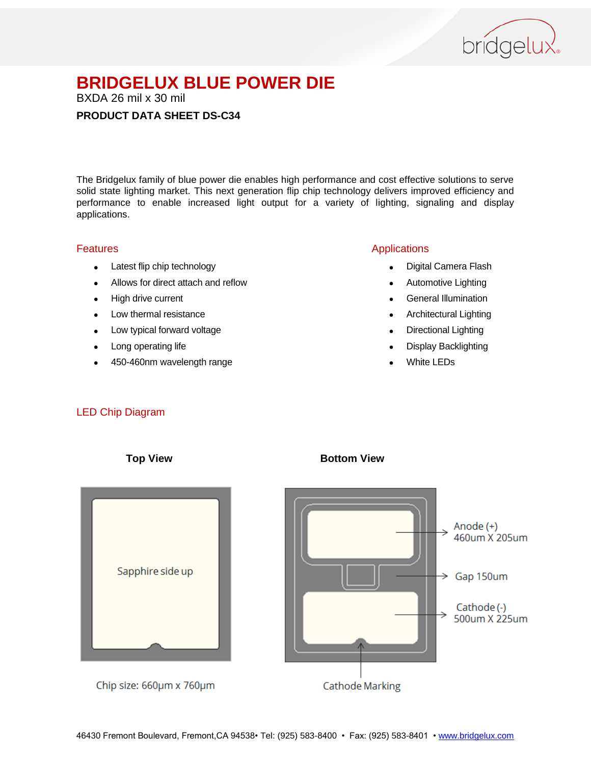# BRIDGELUX BLUE POWER DIE

BXDA 26 mil x 30 mil

**PRODUCT DATA SHEET DS-C34**

The Bridgelux family of blue power die enables high performance and cost effective solutions to serve solid state lighting market. This next generation flip chip technology delivers improved efficiency and performance to enable increased light output for a variety of lighting, signaling and display applications.

## Features

- Latest flip chip technology
- Allows for direct attach and reflow
- High drive current
- Low thermal resistance
- Low typical forward voltage
- Long operating life
- 450-460nm wavelength range

## Applications

- Digital Camera Flash
- Automotive Lighting
- General Illumination
- Architectural Lighting
- Directional Lighting
- Display Backlighting
- White LEDs

## LED Chip Diagram

**Top View**

Sapphire side up

Chip size: 660µm x 760µm

**Bottom View**

Anode (+) 460um X 205um

Gap 150um

Cathode (-) 500um X 225um

Cathode Marking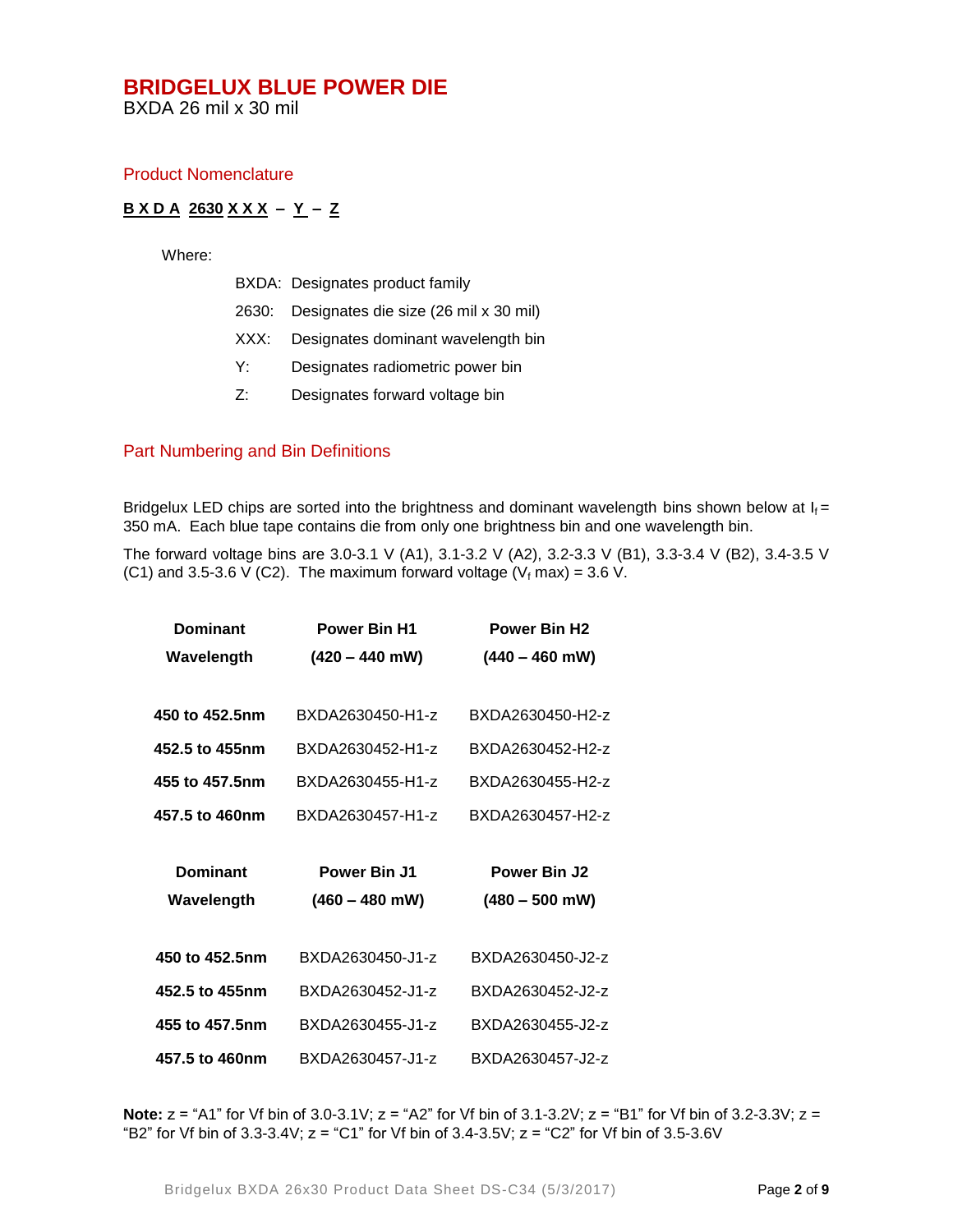# BRIDGELUX BLUE POWER DIE

BXDA 26 mil x 30 mil

## Product Nomenclature

**B X D A 2630 X X X – Y – Z**

Where:

BXDA: Designates product family

2630: Designates die size (26 mil x 30 mil)

XXX: Designates dominant wavelength bin

Y: Designates radiometric power bin

Z: Designates forward voltage bin

## Part Numbering and Bin Definitions

Bridgelux LED chips are sorted into the brightness and dominant wavelength bins shown below at $I_f$ = 350 mA. Each blue tape contains die from only one brightness bin and one wavelength bin.

The forward voltage bins are 3.0-3.1 V (A1), 3.1-3.2 V (A2), 3.2-3.3 V (B1), 3.3-3.4 V (B2), 3.4-3.5 V (C1) and 3.5-3.6 V (C2). The maximum forward voltage ($V_f$ max) = 3.6 V.

| Dominant Wavelength | Power Bin H1 (420 – 440 mW) | Power Bin H2 (440 – 460 mW) |
|---|---|---|
| **450 to 452.5nm** | BXDA2630450-H1-z | BXDA2630450-H2-z |
| **452.5 to 455nm** | BXDA2630452-H1-z | BXDA2630452-H2-z |
| **455 to 457.5nm** | BXDA2630455-H1-z | BXDA2630455-H2-z |
| **457.5 to 460nm** | BXDA2630457-H1-z | BXDA2630457-H2-z |

| Dominant Wavelength | Power Bin J1 (460 – 480 mW) | Power Bin J2 (480 – 500 mW) |
|---|---|---|
| **450 to 452.5nm** | BXDA2630450-J1-z | BXDA2630450-J2-z |
| **452.5 to 455nm** | BXDA2630452-J1-z | BXDA2630452-J2-z |
| **455 to 457.5nm** | BXDA2630455-J1-z | BXDA2630455-J2-z |
| **457.5 to 460nm** | BXDA2630457-J1-z | BXDA2630457-J2-z |

**Note:** z = "A1" for Vf bin of 3.0-3.1V; z = "A2" for Vf bin of 3.1-3.2V; z = "B1" for Vf bin of 3.2-3.3V; z = "B2" for Vf bin of 3.3-3.4V; z = "C1" for Vf bin of 3.4-3.5V; z = "C2" for Vf bin of 3.5-3.6V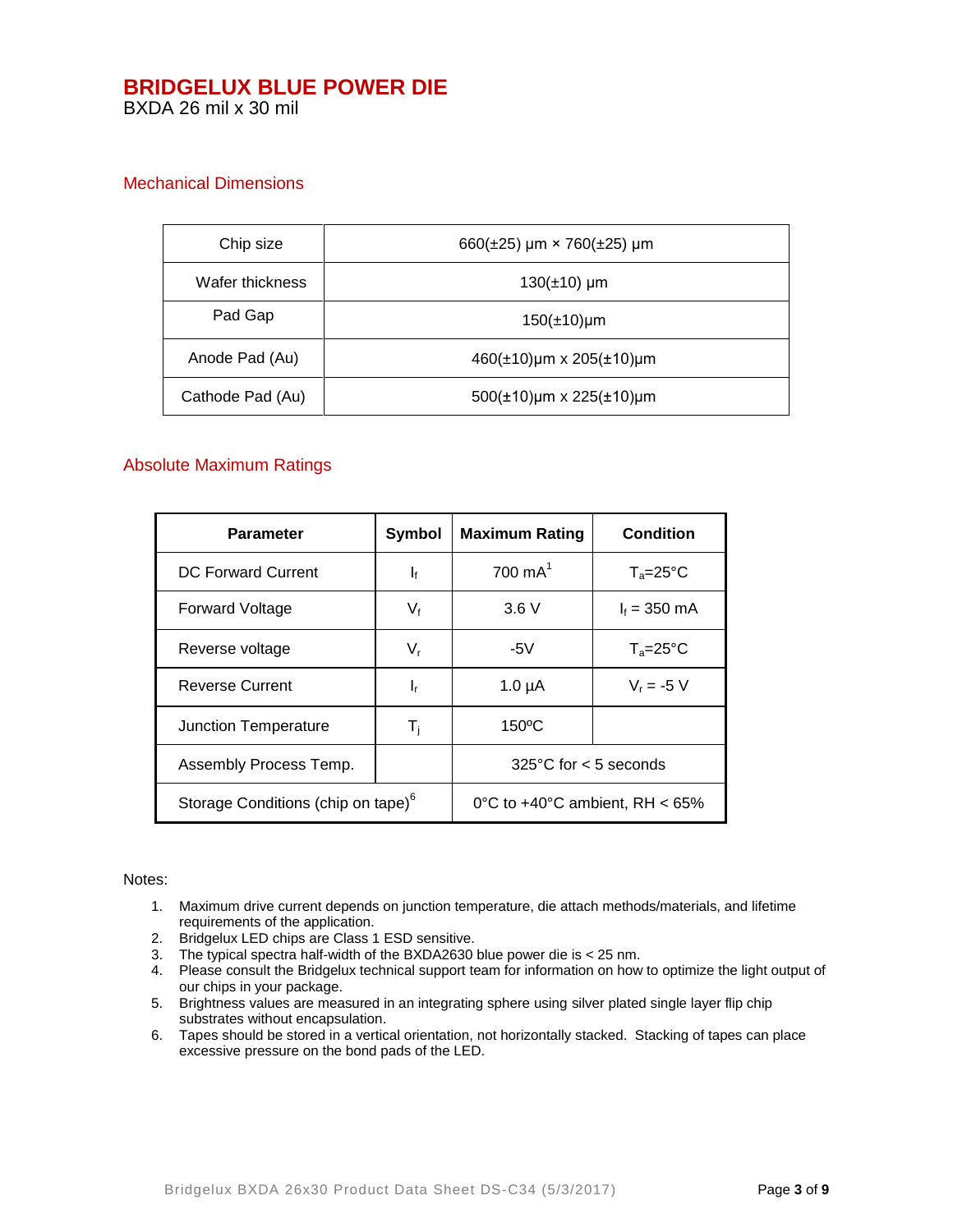# BRIDGELUX BLUE POWER DIE

BXDA 26 mil x 30 mil

## Mechanical Dimensions

| | |
|---|---|
| Chip size | 660(±25) µm × 760(±25) µm |
| Wafer thickness | 130(±10) µm |
| Pad Gap | 150(±10)µm |
| Anode Pad (Au) | 460(±10)µm x 205(±10)µm |
| Cathode Pad (Au) | 500(±10)µm x 225(±10)µm |

## Absolute Maximum Ratings

| Parameter | Symbol | Maximum Rating | Condition |
|---|---|---|---|
| DC Forward Current | $I_f$ | 700 mA[1] | $T_a$=25°C |
| Forward Voltage | $V_f$ | 3.6 V | $I_f$ = 350 mA |
| Reverse voltage | $V_r$ | -5V | $T_a$=25°C |
| Reverse Current | $I_r$ | 1.0 µA | $V_r$ = -5 V |
| Junction Temperature | $T_j$ | 150ºC | |
| Assembly Process Temp. | | 325°C for < 5 seconds | |
| Storage Conditions (chip on tape)[6] | | 0°C to +40°C ambient, RH < 65% | |

Notes:

1. Maximum drive current depends on junction temperature, die attach methods/materials, and lifetime requirements of the application.
2. Bridgelux LED chips are Class 1 ESD sensitive.
3. The typical spectra half-width of the BXDA2630 blue power die is < 25 nm.
4. Please consult the Bridgelux technical support team for information on how to optimize the light output of our chips in your package.
5. Brightness values are measured in an integrating sphere using silver plated single layer flip chip substrates without encapsulation.
6. Tapes should be stored in a vertical orientation, not horizontally stacked. Stacking of tapes can place excessive pressure on the bond pads of the LED.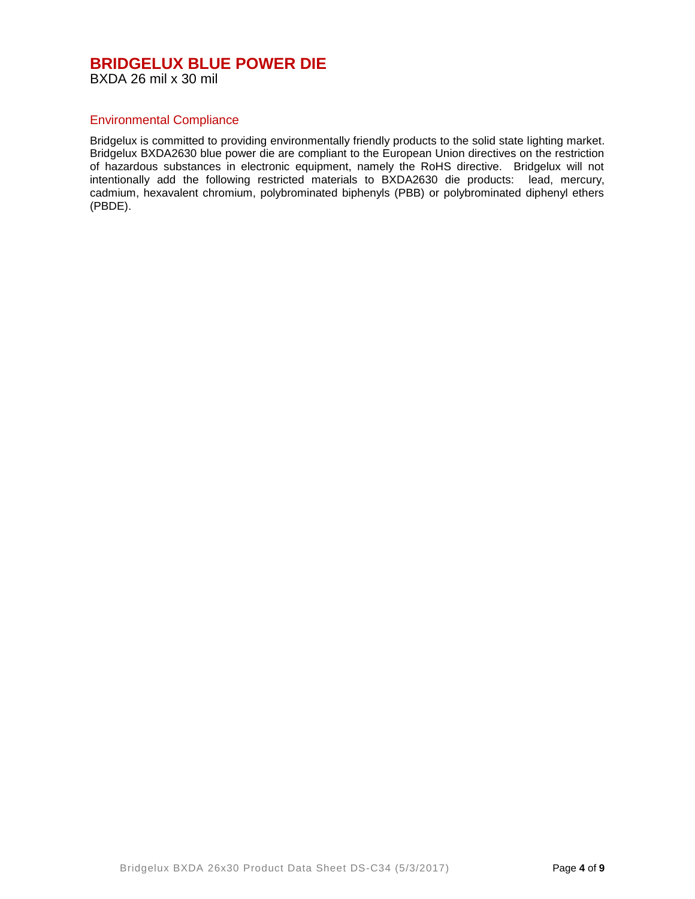# BRIDGELUX BLUE POWER DIE

BXDA 26 mil x 30 mil

## Environmental Compliance

Bridgelux is committed to providing environmentally friendly products to the solid state lighting market. Bridgelux BXDA2630 blue power die are compliant to the European Union directives on the restriction of hazardous substances in electronic equipment, namely the RoHS directive. Bridgelux will not intentionally add the following restricted materials to BXDA2630 die products: lead, mercury, cadmium, hexavalent chromium, polybrominated biphenyls (PBB) or polybrominated diphenyl ethers (PBDE).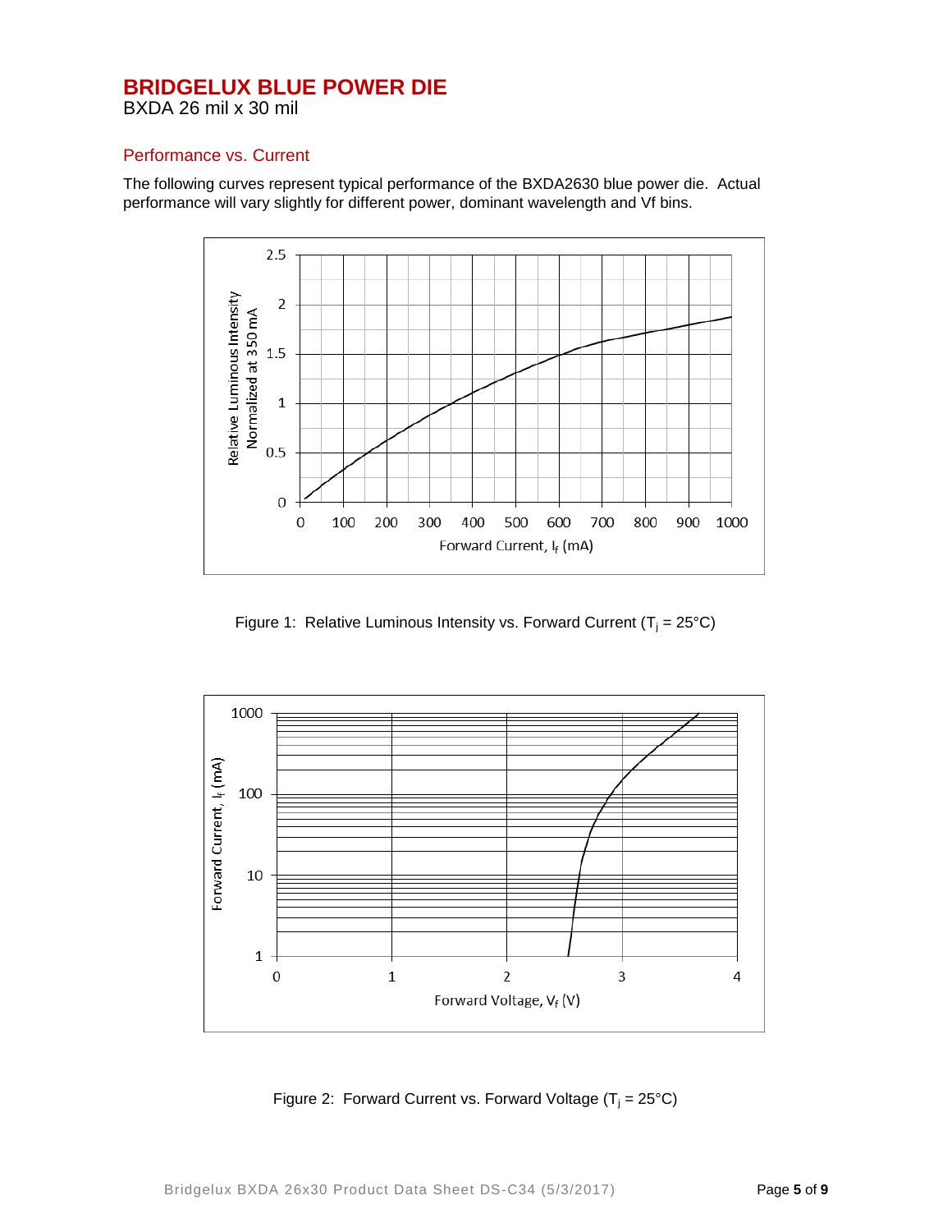# BRIDGELUX BLUE POWER DIE

BXDA 26 mil x 30 mil

## Performance vs. Current

The following curves represent typical performance of the BXDA2630 blue power die. Actual performance will vary slightly for different power, dominant wavelength and Vf bins.

Figure 1: Relative Luminous Intensity vs. Forward Current ($T_j$ = 25°C)

Figure 2: Forward Current vs. Forward Voltage ($T_j$ = 25°C)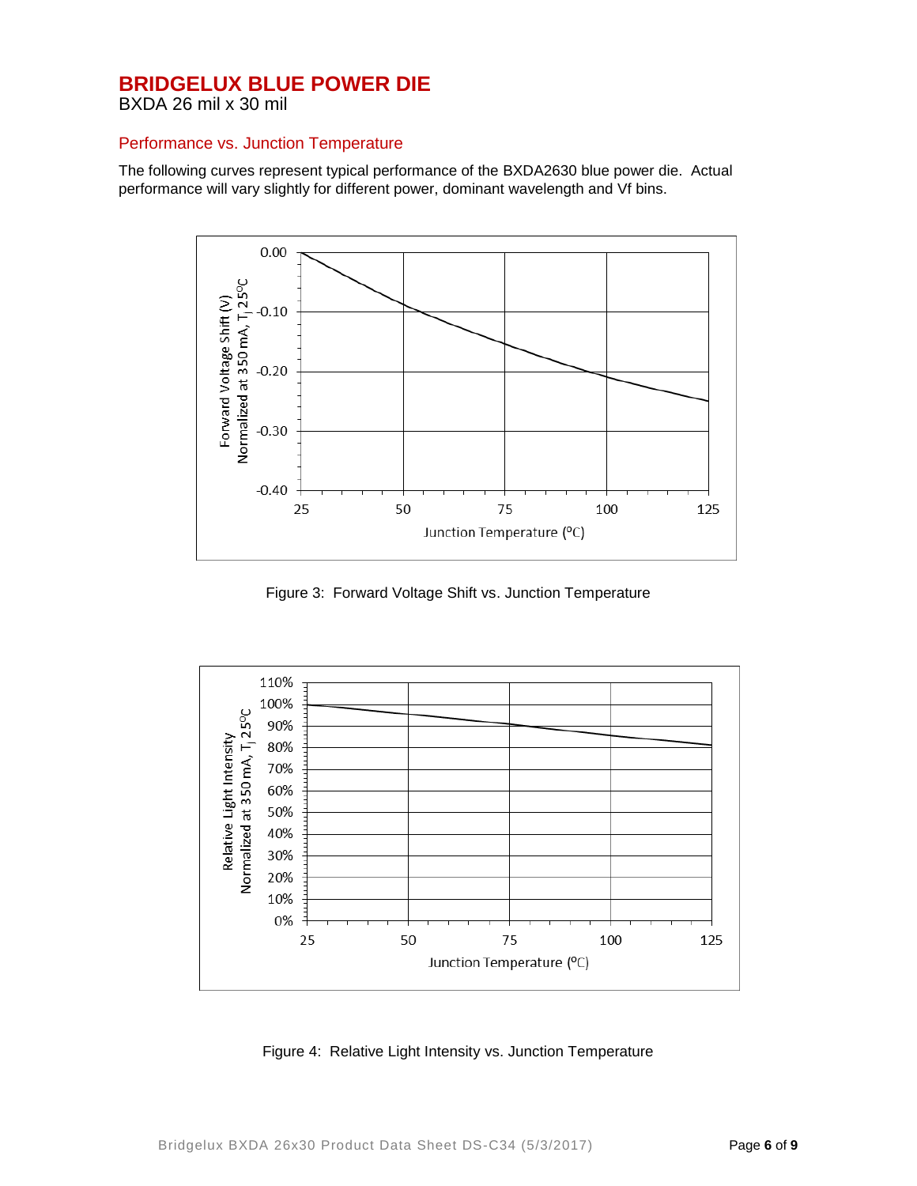# BRIDGELUX BLUE POWER DIE

BXDA 26 mil x 30 mil

## Performance vs. Junction Temperature

The following curves represent typical performance of the BXDA2630 blue power die. Actual performance will vary slightly for different power, dominant wavelength and Vf bins.

Figure 3: Forward Voltage Shift vs. Junction Temperature

Figure 4: Relative Light Intensity vs. Junction Temperature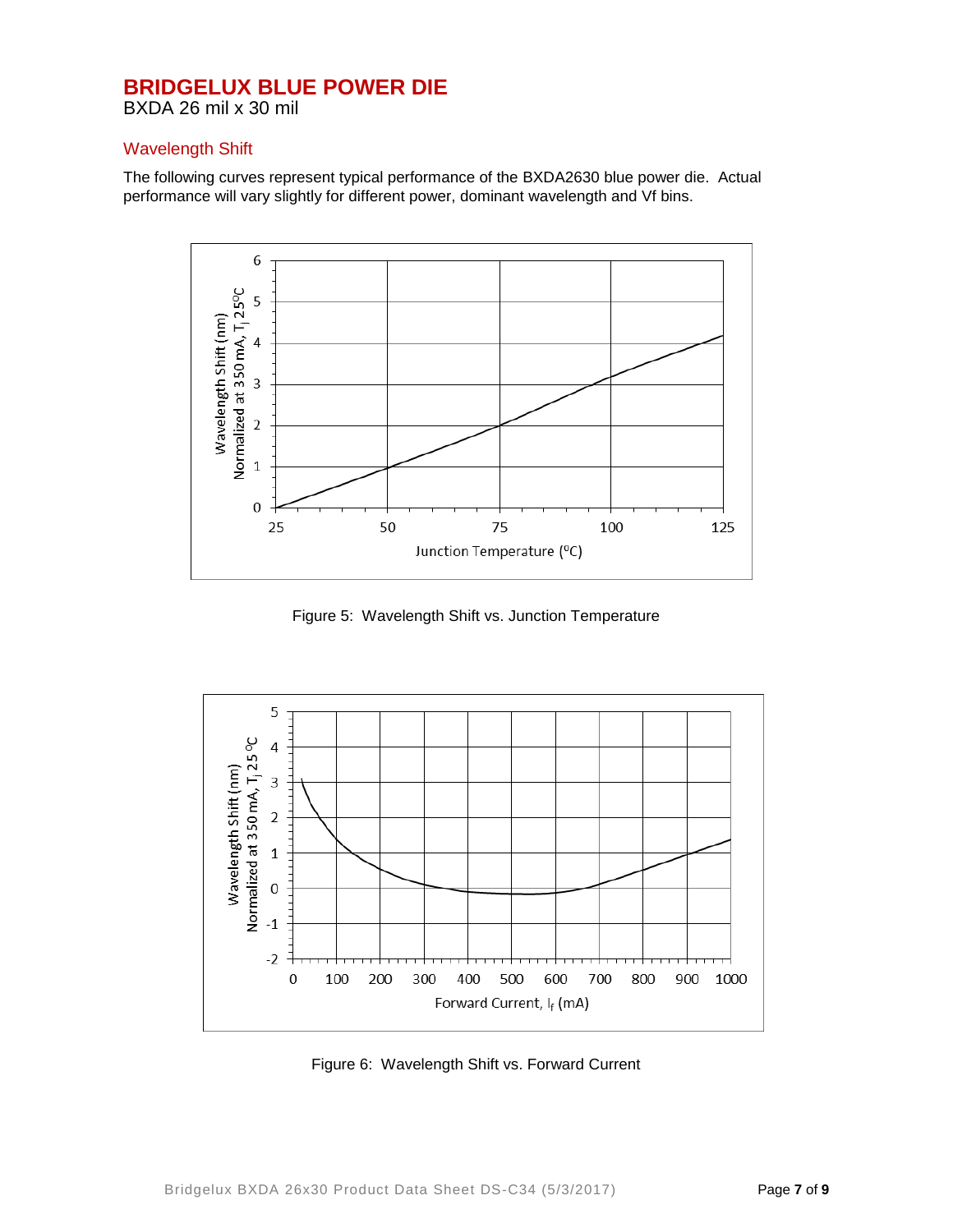# BRIDGELUX BLUE POWER DIE

BXDA 26 mil x 30 mil

## Wavelength Shift

The following curves represent typical performance of the BXDA2630 blue power die. Actual performance will vary slightly for different power, dominant wavelength and Vf bins.

Figure 5: Wavelength Shift vs. Junction Temperature

Figure 6: Wavelength Shift vs. Forward Current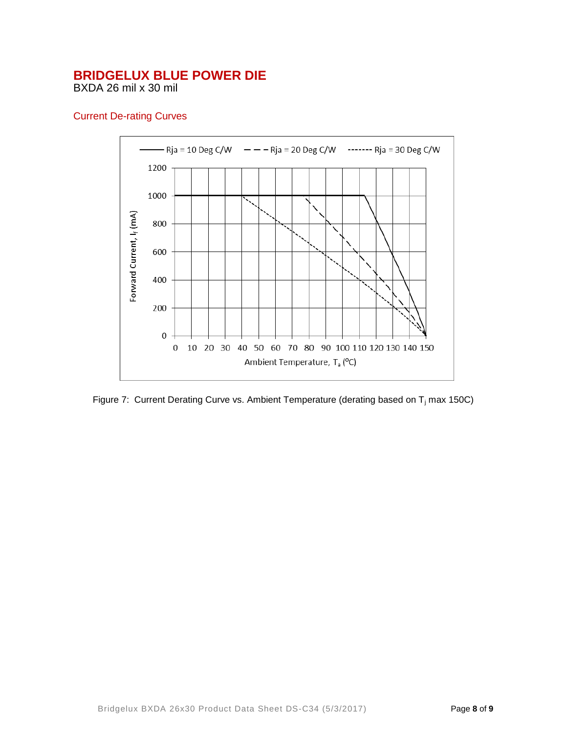# BRIDGELUX BLUE POWER DIE

BXDA 26 mil x 30 mil

## Current De-rating Curves

Figure 7: Current Derating Curve vs. Ambient Temperature (derating based on $T_j$ max 150C)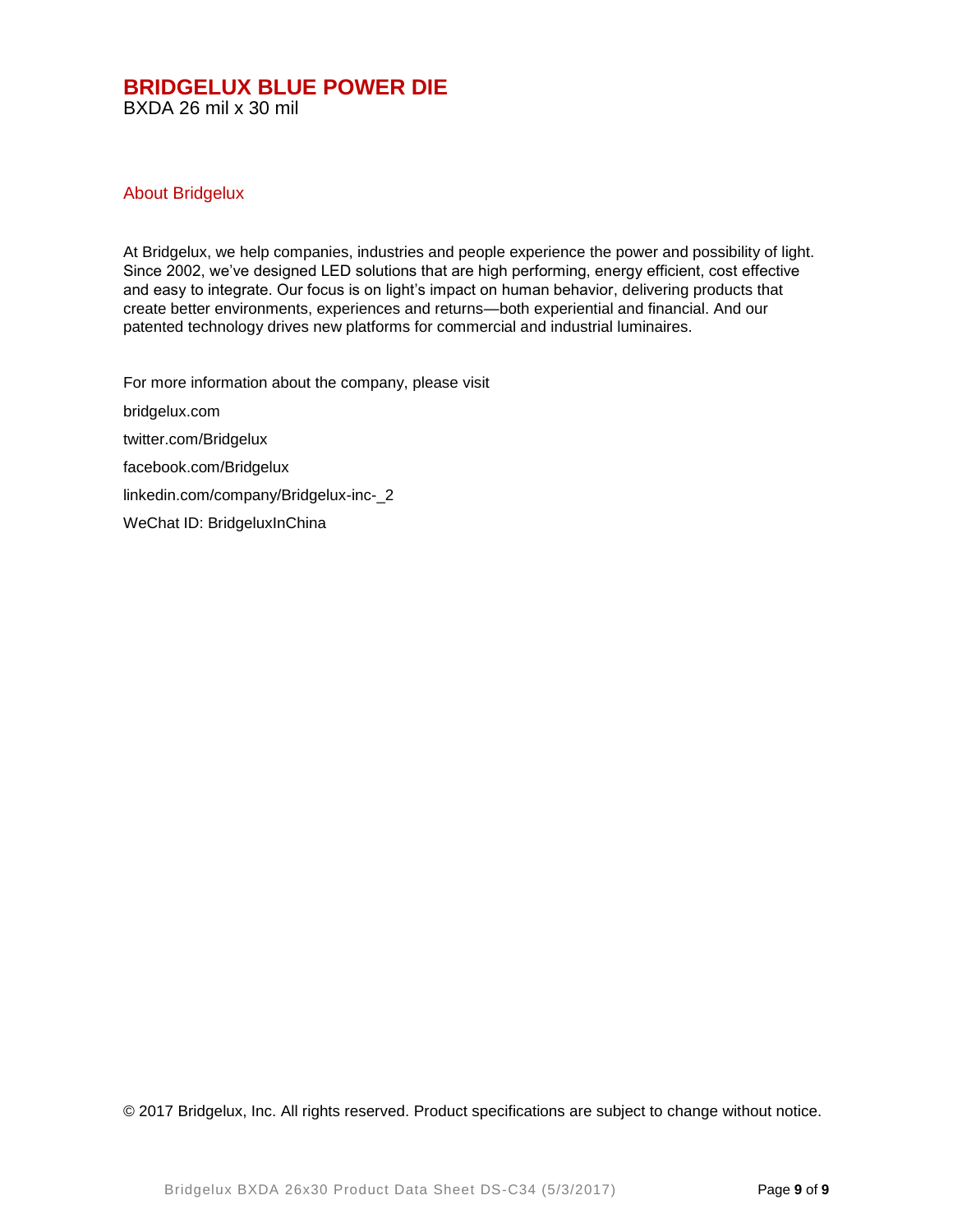# BRIDGELUX BLUE POWER DIE

BXDA 26 mil x 30 mil

## About Bridgelux

At Bridgelux, we help companies, industries and people experience the power and possibility of light. Since 2002, we've designed LED solutions that are high performing, energy efficient, cost effective and easy to integrate. Our focus is on light's impact on human behavior, delivering products that create better environments, experiences and returns—both experiential and financial. And our patented technology drives new platforms for commercial and industrial luminaires.

For more information about the company, please visit

bridgelux.com

twitter.com/Bridgelux

facebook.com/Bridgelux

linkedin.com/company/Bridgelux-inc-_2

WeChat ID: BridgeluxInChina

© 2017 Bridgelux, Inc. All rights reserved. Product specifications are subject to change without notice.